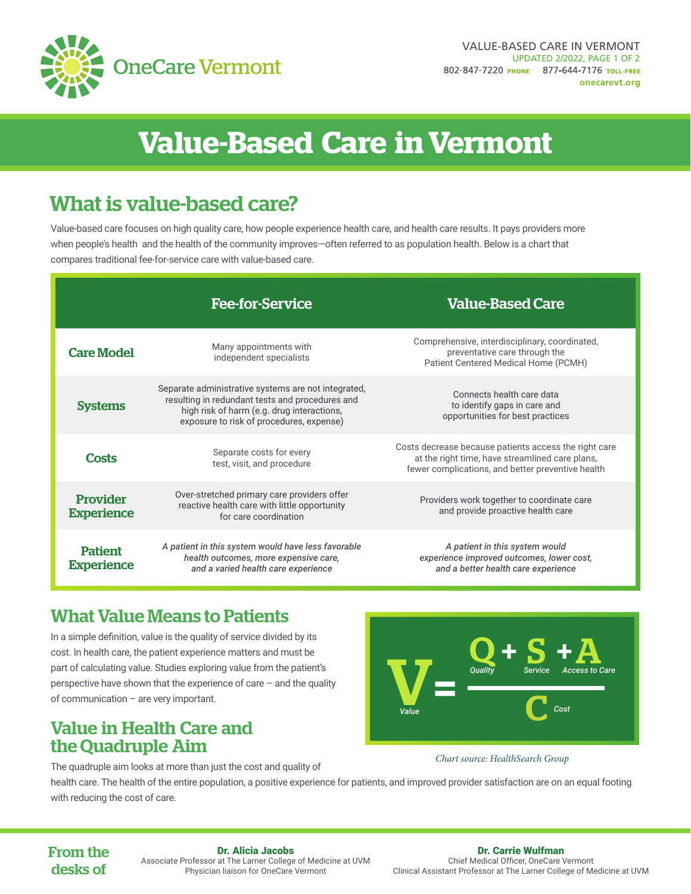# Value-Based Care in Vermont

## What is value-based care?

Value-based care focuses on high quality care, how people experience health care, and health care results. It pays providers more when people's health and the health of the community improves—often referred to as population health. Below is a chart that compares traditional fee-for-service care with value-based care.

| | Fee-for-Service | Value-Based Care |
|---|---|---|
| **Care Model** | Many appointments with independent specialists | Comprehensive, interdisciplinary, coordinated, preventative care through the Patient Centered Medical Home (PCMH) |
| **Systems** | Separate administrative systems are not integrated, resulting in redundant tests and procedures and high risk of harm (e.g. drug interactions, exposure to risk of procedures, expense) | Connects health care data to identify gaps in care and opportunities for best practices |
| **Costs** | Separate costs for every test, visit, and procedure | Costs decrease because patients access the right care at the right time, have streamlined care plans, fewer complications, and better preventive health |
| **Provider Experience** | Over-stretched primary care providers offer reactive health care with little opportunity for care coordination | Providers work together to coordinate care and provide proactive health care |
| **Patient Experience** | *A patient in this system would have less favorable health outcomes, more expensive care, and a varied health care experience* | *A patient in this system would experience improved outcomes, lower cost, and a better health care experience* |

## What Value Means to Patients

In a simple definition, value is the quality of service divided by its cost. In health care, the patient experience matters and must be part of calculating value. Studies exploring value from the patient's perspective have shown that the experience of care – and the quality of communication – are very important.

$$V = \frac{Q + S + A}{C}$$

V = Value, Q = Quality, S = Service, A = Access to Care, C = Cost

*Chart source: HealthSearch Group*

## Value in Health Care and the Quadruple Aim

The quadruple aim looks at more than just the cost and quality of health care. The health of the entire population, a positive experience for patients, and improved provider satisfaction are on an equal footing with reducing the cost of care.

**From the desks of**

**Dr. Alicia Jacobs**
Associate Professor at The Larner College of Medicine at UVM
Physician liaison for OneCare Vermont

**Dr. Carrie Wulfman**
Chief Medical Officer, OneCare Vermont
Clinical Assistant Professor at The Larner College of Medicine at UVM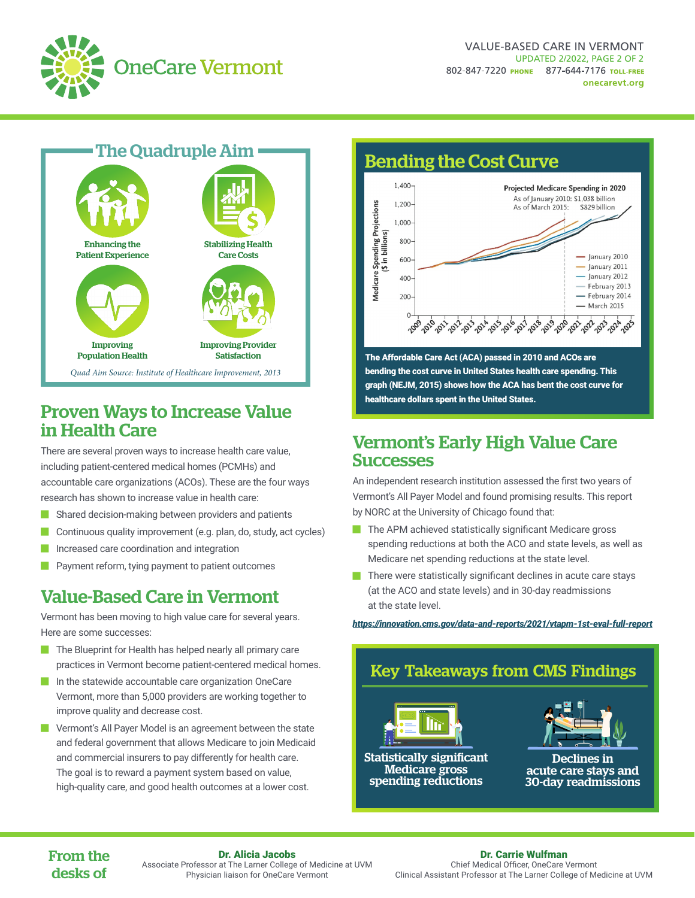## The Quadruple Aim

Enhancing the Patient Experience

Stabilizing Health Care Costs

Improving Population Health

Improving Provider Satisfaction

*Quad Aim Source: Institute of Healthcare Improvement, 2013*

## Proven Ways to Increase Value in Health Care

There are several proven ways to increase health care value, including patient-centered medical homes (PCMHs) and accountable care organizations (ACOs). These are the four ways research has shown to increase value in health care:

- Shared decision-making between providers and patients
- Continuous quality improvement (e.g. plan, do, study, act cycles)
- Increased care coordination and integration
- Payment reform, tying payment to patient outcomes

## Value-Based Care in Vermont

Vermont has been moving to high value care for several years. Here are some successes:

- The Blueprint for Health has helped nearly all primary care practices in Vermont become patient-centered medical homes.
- In the statewide accountable care organization OneCare Vermont, more than 5,000 providers are working together to improve quality and decrease cost.
- Vermont's All Payer Model is an agreement between the state and federal government that allows Medicare to join Medicaid and commercial insurers to pay differently for health care. The goal is to reward a payment system based on value, high-quality care, and good health outcomes at a lower cost.

## Bending the Cost Curve

Projected Medicare Spending in 2020
As of January 2010: $1,038 billion
As of March 2015: $829 billion

Medicare Spending Projections ($ in billions)

1,400
1,200
1,000
800
600
400
200
0

2009 2010 2011 2012 2013 2014 2015 2016 2017 2018 2019 2020 2021 2022 2023 2024 2025

January 2010
January 2011
January 2012
February 2013
February 2014
March 2015

**The Affordable Care Act (ACA) passed in 2010 and ACOs are bending the cost curve in United States health care spending. This graph (NEJM, 2015) shows how the ACA has bent the cost curve for healthcare dollars spent in the United States.**

## Vermont's Early High Value Care Successes

An independent research institution assessed the first two years of Vermont's All Payer Model and found promising results. This report by NORC at the University of Chicago found that:

- The APM achieved statistically significant Medicare gross spending reductions at both the ACO and state levels, as well as Medicare net spending reductions at the state level.
- There were statistically significant declines in acute care stays (at the ACO and state levels) and in 30-day readmissions at the state level.

***https://innovation.cms.gov/data-and-reports/2021/vtapm-1st-eval-full-report***

## Key Takeaways from CMS Findings

**Statistically significant Medicare gross spending reductions**

**Declines in acute care stays and 30-day readmissions**

**From the desks of**

**Dr. Alicia Jacobs**
Associate Professor at The Larner College of Medicine at UVM
Physician liaison for OneCare Vermont

**Dr. Carrie Wulfman**
Chief Medical Officer, OneCare Vermont
Clinical Assistant Professor at The Larner College of Medicine at UVM